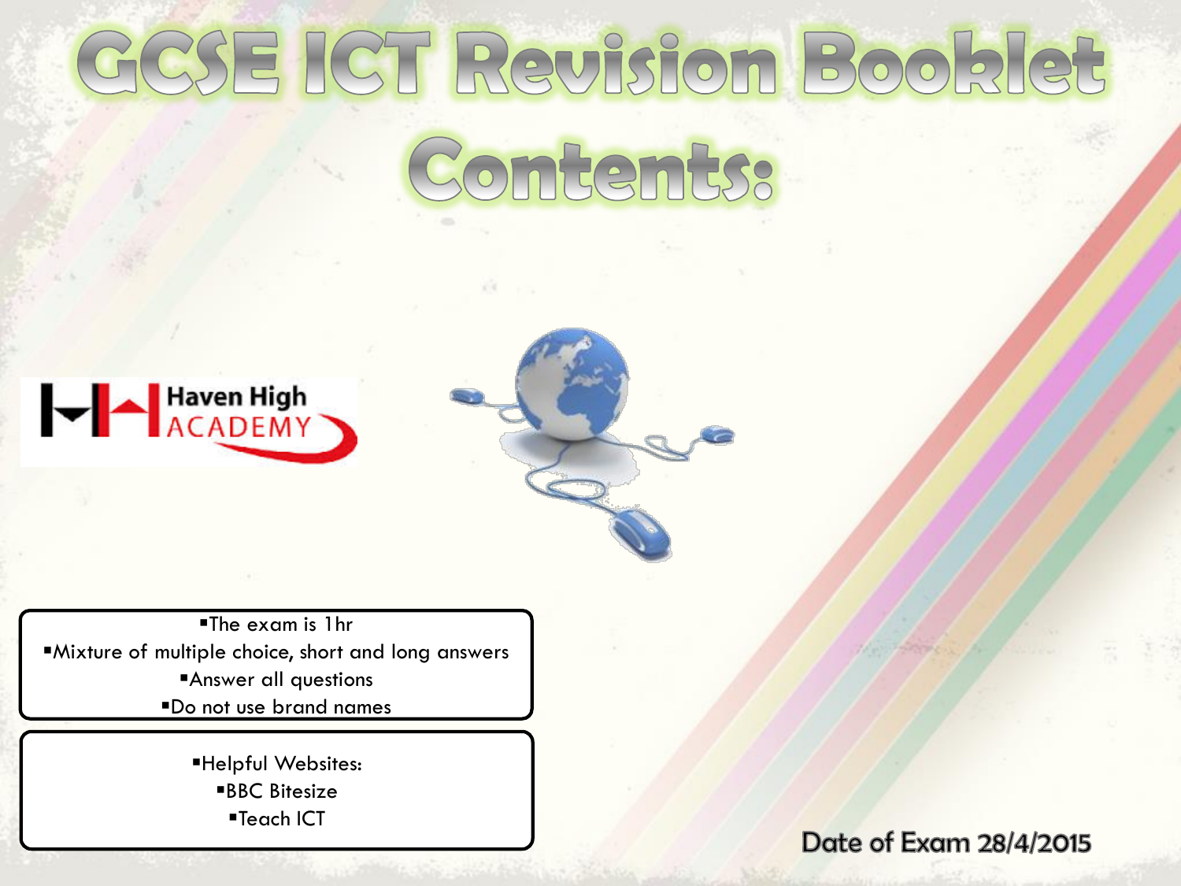# GCSE ICT Revision Booklet

## Contents:

Haven High ACADEMY

- The exam is 1hr
- Mixture of multiple choice, short and long answers
- Answer all questions
- Do not use brand names

- Helpful Websites:
- BBC Bitesize
- Teach ICT

Date of Exam 28/4/2015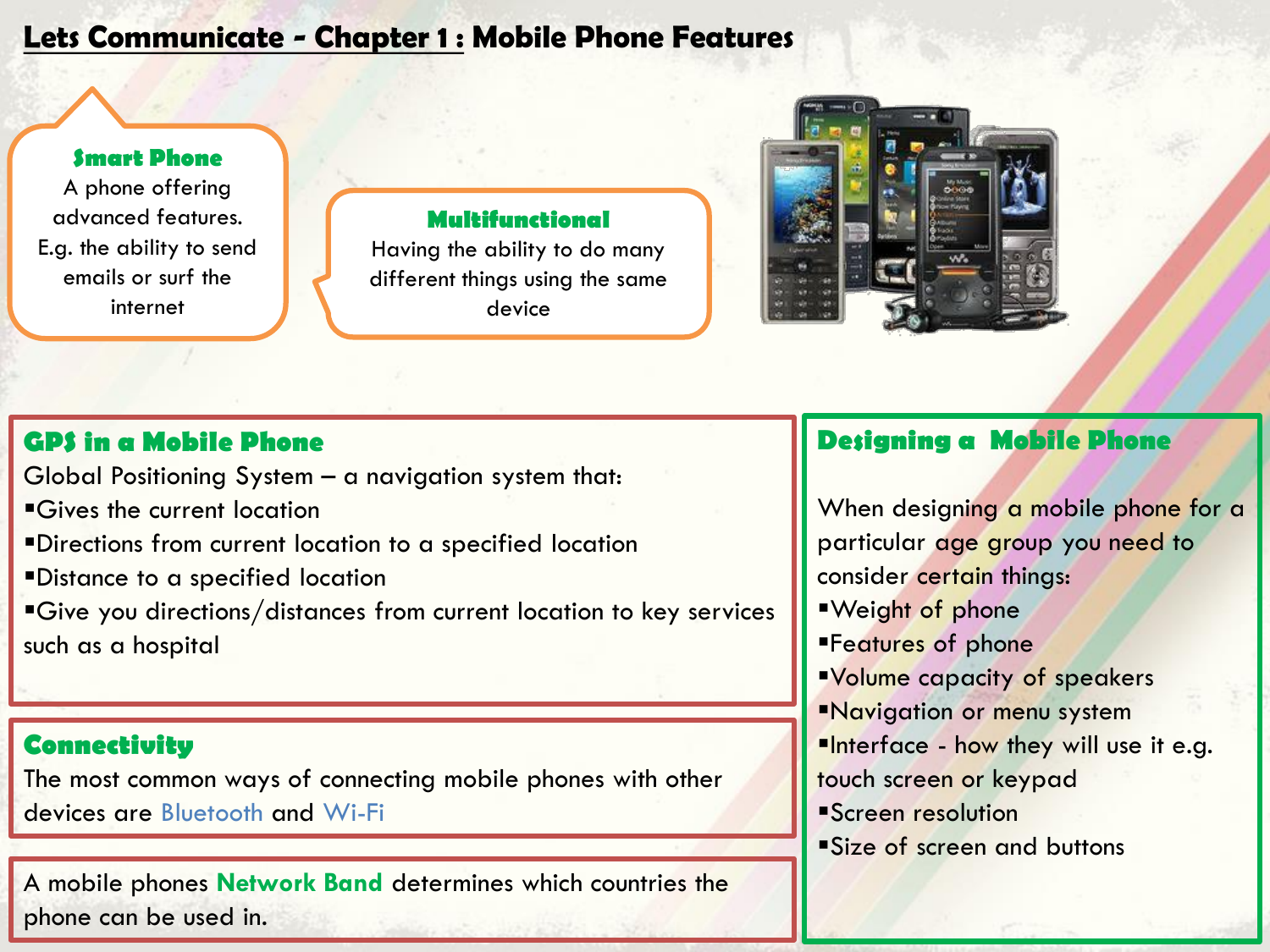# Lets Communicate - Chapter 1 : Mobile Phone Features

### Smart Phone

A phone offering advanced features. E.g. the ability to send emails or surf the internet

### Multifunctional

Having the ability to do many different things using the same device

## GPS in a Mobile Phone

Global Positioning System – a navigation system that:

- Gives the current location
- Directions from current location to a specified location
- Distance to a specified location
- Give you directions/distances from current location to key services such as a hospital

## Connectivity

The most common ways of connecting mobile phones with other devices are Bluetooth and Wi-Fi

A mobile phones **Network Band** determines which countries the phone can be used in.

## Designing a Mobile Phone

When designing a mobile phone for a particular age group you need to consider certain things:

- Weight of phone
- Features of phone
- Volume capacity of speakers
- Navigation or menu system
- Interface - how they will use it e.g. touch screen or keypad
- Screen resolution
- Size of screen and buttons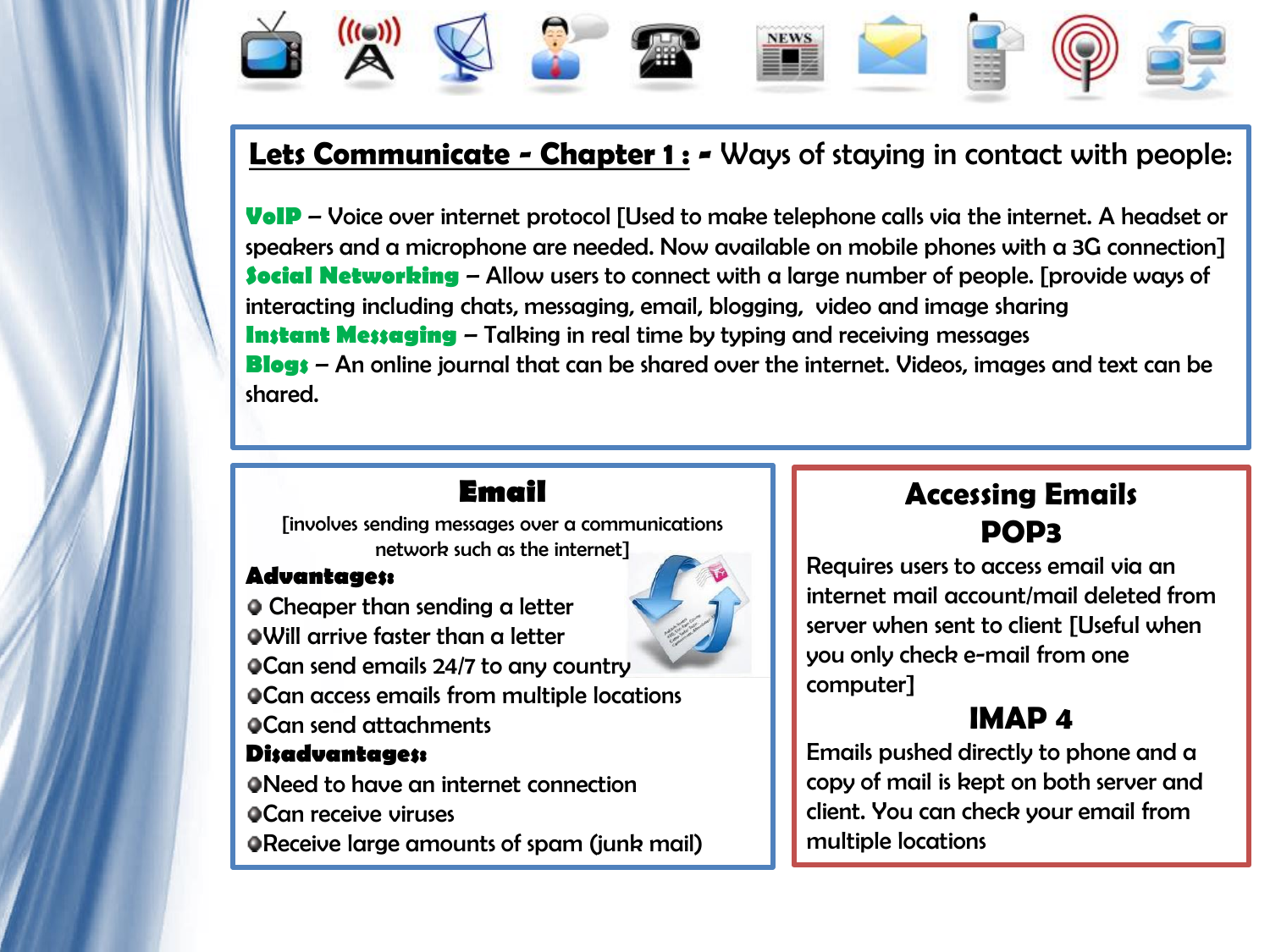## Lets Communicate - Chapter 1 : - Ways of staying in contact with people:

**VoIP** – Voice over internet protocol [Used to make telephone calls via the internet. A headset or speakers and a microphone are needed. Now available on mobile phones with a 3G connection]
**Social Networking** – Allow users to connect with a large number of people. [provide ways of interacting including chats, messaging, email, blogging, video and image sharing
**Instant Messaging** – Talking in real time by typing and receiving messages
**Blogs** – An online journal that can be shared over the internet. Videos, images and text can be shared.

### Email

[involves sending messages over a communications network such as the internet]

**Advantages:**

- Cheaper than sending a letter
- Will arrive faster than a letter
- Can send emails 24/7 to any country
- Can access emails from multiple locations
- Can send attachments

**Disadvantages:**

- Need to have an internet connection
- Can receive viruses
- Receive large amounts of spam (junk mail)

### Accessing Emails

#### POP3

Requires users to access email via an internet mail account/mail deleted from server when sent to client [Useful when you only check e-mail from one computer]

#### IMAP 4

Emails pushed directly to phone and a copy of mail is kept on both server and client. You can check your email from multiple locations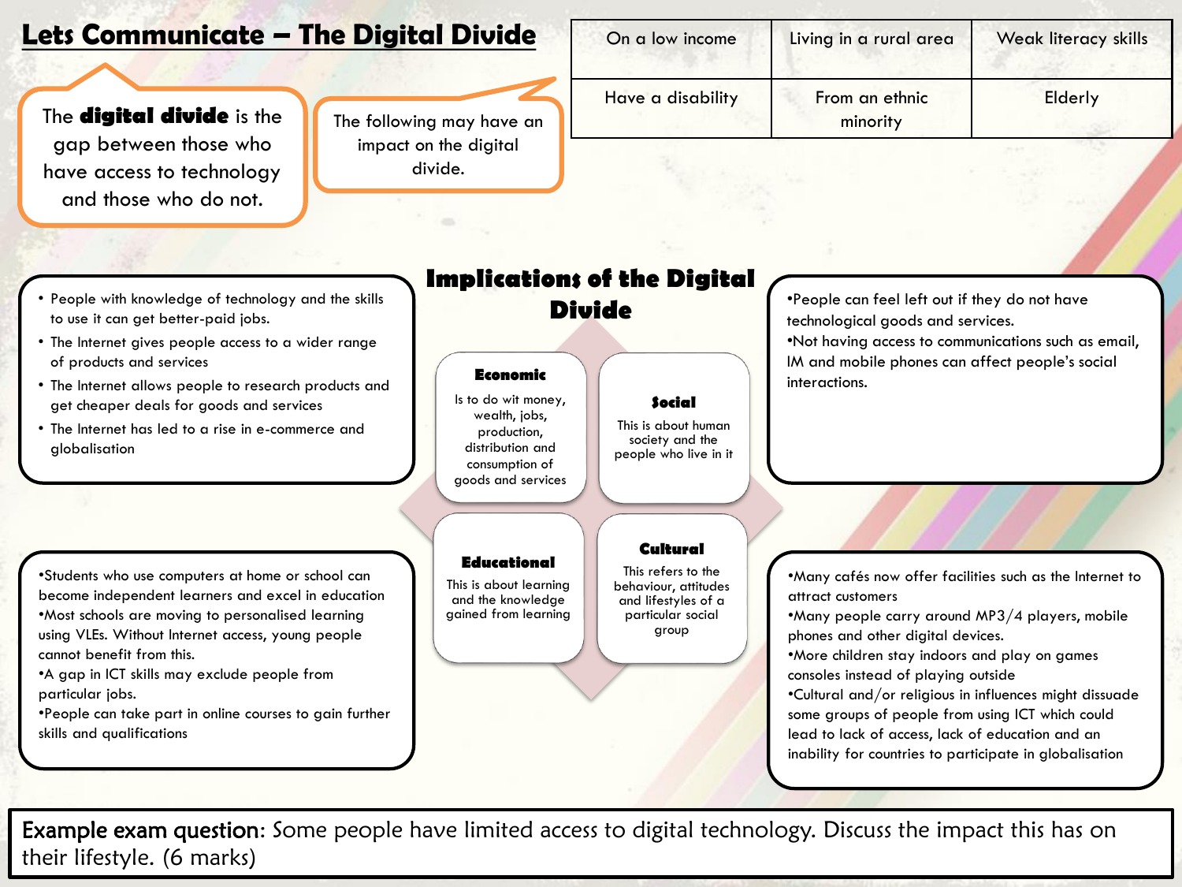# Lets Communicate – The Digital Divide

The **digital divide** is the gap between those who have access to technology and those who do not.

The following may have an impact on the digital divide.

| On a low income | Living in a rural area | Weak literacy skills |
|---|---|---|
| Have a disability | From an ethnic minority | Elderly |

## Implications of the Digital Divide

**Economic**
Is to do wit money, wealth, jobs, production, distribution and consumption of goods and services

- People with knowledge of technology and the skills to use it can get better-paid jobs.
- The Internet gives people access to a wider range of products and services
- The Internet allows people to research products and get cheaper deals for goods and services
- The Internet has led to a rise in e-commerce and globalisation

**Social**
This is about human society and the people who live in it

- People can feel left out if they do not have technological goods and services.
- Not having access to communications such as email, IM and mobile phones can affect people's social interactions.

**Educational**
This is about learning and the knowledge gained from learning

- Students who use computers at home or school can become independent learners and excel in education
- Most schools are moving to personalised learning using VLEs. Without Internet access, young people cannot benefit from this.
- A gap in ICT skills may exclude people from particular jobs.
- People can take part in online courses to gain further skills and qualifications

**Cultural**
This refers to the behaviour, attitudes and lifestyles of a particular social group

- Many cafés now offer facilities such as the Internet to attract customers
- Many people carry around MP3/4 players, mobile phones and other digital devices.
- More children stay indoors and play on games consoles instead of playing outside
- Cultural and/or religious in influences might dissuade some groups of people from using ICT which could lead to lack of access, lack of education and an inability for countries to participate in globalisation

**Example exam question**: Some people have limited access to digital technology. Discuss the impact this has on their lifestyle. (6 marks)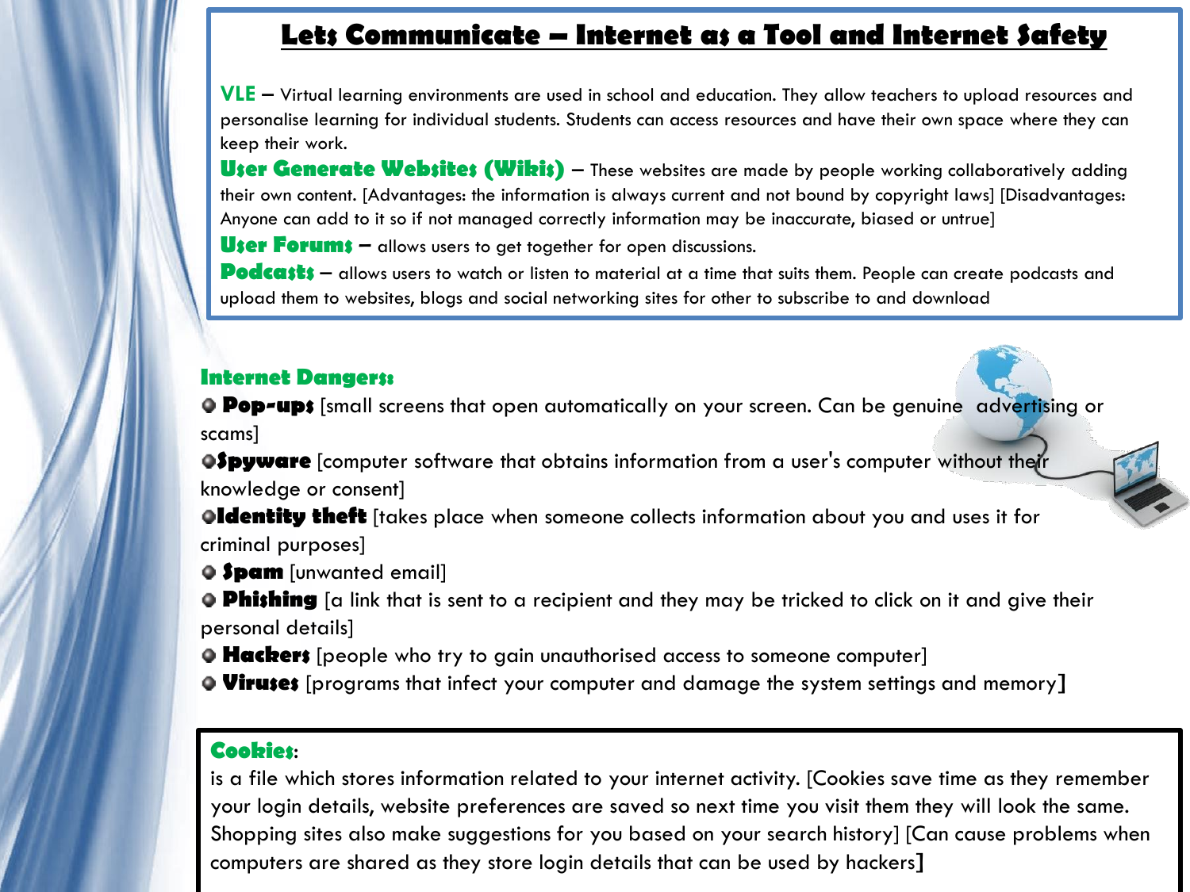# Lets Communicate – Internet as a Tool and Internet Safety

**VLE** – Virtual learning environments are used in school and education. They allow teachers to upload resources and personalise learning for individual students. Students can access resources and have their own space where they can keep their work.

**User Generate Websites (Wikis)** – These websites are made by people working collaboratively adding their own content. [Advantages: the information is always current and not bound by copyright laws] [Disadvantages: Anyone can add to it so if not managed correctly information may be inaccurate, biased or untrue]

**User Forums** – allows users to get together for open discussions.

**Podcasts** – allows users to watch or listen to material at a time that suits them. People can create podcasts and upload them to websites, blogs and social networking sites for other to subscribe to and download

## Internet Dangers:

- **Pop-ups** [small screens that open automatically on your screen. Can be genuine advertising or scams]
- **Spyware** [computer software that obtains information from a user's computer without their knowledge or consent]
- **Identity theft** [takes place when someone collects information about you and uses it for criminal purposes]
- **Spam** [unwanted email]
- **Phishing** [a link that is sent to a recipient and they may be tricked to click on it and give their personal details]
- **Hackers** [people who try to gain unauthorised access to someone computer]
- **Viruses** [programs that infect your computer and damage the system settings and memory]

## Cookies:

is a file which stores information related to your internet activity. [Cookies save time as they remember your login details, website preferences are saved so next time you visit them they will look the same. Shopping sites also make suggestions for you based on your search history] [Can cause problems when computers are shared as they store login details that can be used by hackers]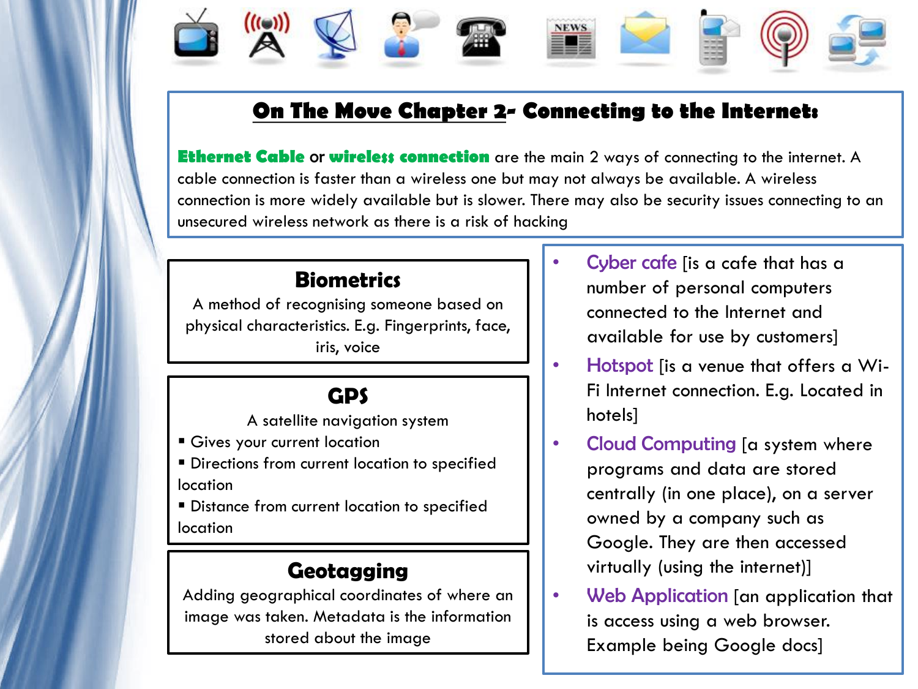## On The Move Chapter 2- Connecting to the Internet:

**Ethernet Cable** or **wireless connection** are the main 2 ways of connecting to the internet. A cable connection is faster than a wireless one but may not always be available. A wireless connection is more widely available but is slower. There may also be security issues connecting to an unsecured wireless network as there is a risk of hacking

### Biometrics

A method of recognising someone based on physical characteristics. E.g. Fingerprints, face, iris, voice

### GPS

A satellite navigation system

- Gives your current location
- Directions from current location to specified location
- Distance from current location to specified location

### Geotagging

Adding geographical coordinates of where an image was taken. Metadata is the information stored about the image

- Cyber cafe [is a cafe that has a number of personal computers connected to the Internet and available for use by customers]
- Hotspot [is a venue that offers a Wi-Fi Internet connection. E.g. Located in hotels]
- Cloud Computing [a system where programs and data are stored centrally (in one place), on a server owned by a company such as Google. They are then accessed virtually (using the internet)]
- Web Application [an application that is access using a web browser. Example being Google docs]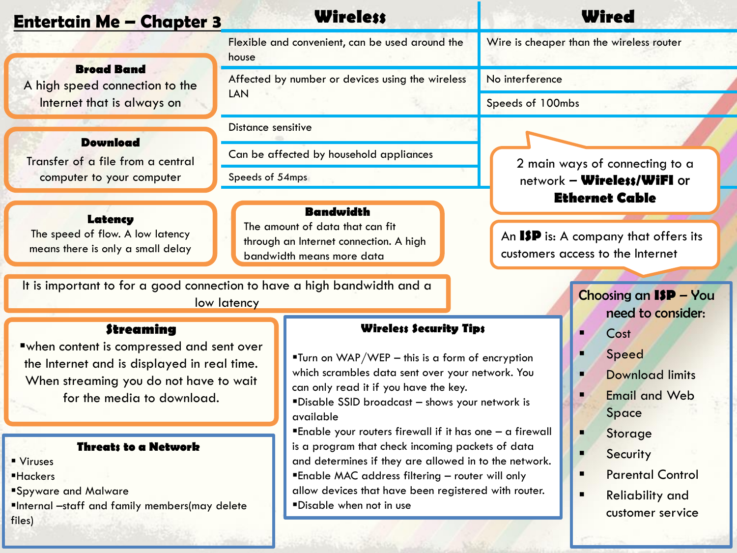# Entertain Me – Chapter 3

| Wireless | Wired |
| --- | --- |
| Flexible and convenient, can be used around the house | Wire is cheaper than the wireless router |
| Affected by number or devices using the wireless LAN | No interference |
| | Speeds of 100mbs |
| Distance sensitive | |
| Can be affected by household appliances | |
| Speeds of 54mps | |

**Broad Band**
A high speed connection to the Internet that is always on

**Download**
Transfer of a file from a central computer to your computer

**Latency**
The speed of flow. A low latency means there is only a small delay

**Bandwidth**
The amount of data that can fit through an Internet connection. A high bandwidth means more data

2 main ways of connecting to a network – **Wireless/WiFI** or **Ethernet Cable**

An **ISP** is: A company that offers its customers access to the Internet

It is important to for a good connection to have a high bandwidth and a low latency

**Choosing an ISP – You need to consider:**
- Cost
- Speed
- Download limits
- Email and Web Space
- Storage
- Security
- Parental Control
- Reliability and customer service

**Streaming**
- when content is compressed and sent over the Internet and is displayed in real time. When streaming you do not have to wait for the media to download.

**Wireless Security Tips**
- Turn on WAP/WEP – this is a form of encryption which scrambles data sent over your network. You can only read it if you have the key.
- Disable SSID broadcast – shows your network is available
- Enable your routers firewall if it has one – a firewall is a program that check incoming packets of data and determines if they are allowed in to the network.
- Enable MAC address filtering – router will only allow devices that have been registered with router.
- Disable when not in use

**Threats to a Network**
- Viruses
- Hackers
- Spyware and Malware
- Internal –staff and family members(may delete files)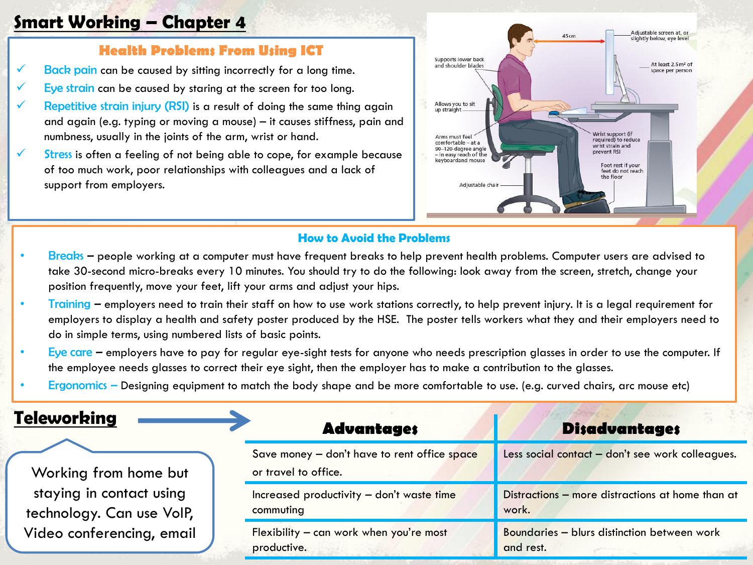# Smart Working – Chapter 4

## Health Problems From Using ICT

- ✓ **Back pain** can be caused by sitting incorrectly for a long time.
- ✓ **Eye strain** can be caused by staring at the screen for too long.
- ✓ **Repetitive strain injury (RSI)** is a result of doing the same thing again and again (e.g. typing or moving a mouse) – it causes stiffness, pain and numbness, usually in the joints of the arm, wrist or hand.
- ✓ **Stress** is often a feeling of not being able to cope, for example because of too much work, poor relationships with colleagues and a lack of support from employers.

45cm

Adjustable screen at, or slightly below, eye level

Supports lower back and shoulder blades

At least 2.5m² of space per person

Allows you to sit up straight

Arms must feel comfortable – at a 90–120-degree angle – in easy reach of the keyboardand mouse

Wrist support (if required) to reduce wrist strain and prevent RSI

Foot rest if your feet do not reach the floor

Adjustable chair

## How to Avoid the Problems

- **Breaks** – people working at a computer must have frequent breaks to help prevent health problems. Computer users are advised to take 30-second micro-breaks every 10 minutes. You should try to do the following: look away from the screen, stretch, change your position frequently, move your feet, lift your arms and adjust your hips.
- **Training** – employers need to train their staff on how to use work stations correctly, to help prevent injury. It is a legal requirement for employers to display a health and safety poster produced by the HSE. The poster tells workers what they and their employers need to do in simple terms, using numbered lists of basic points.
- **Eye care** – employers have to pay for regular eye-sight tests for anyone who needs prescription glasses in order to use the computer. If the employee needs glasses to correct their eye sight, then the employer has to make a contribution to the glasses.
- **Ergonomics** – Designing equipment to match the body shape and be more comfortable to use. (e.g. curved chairs, arc mouse etc)

## Teleworking

Working from home but staying in contact using technology. Can use VoIP, Video conferencing, email

| Advantages | Disadvantages |
|---|---|
| Save money – don't have to rent office space or travel to office. | Less social contact – don't see work colleagues. |
| Increased productivity – don't waste time commuting | Distractions – more distractions at home than at work. |
| Flexibility – can work when you're most productive. | Boundaries – blurs distinction between work and rest. |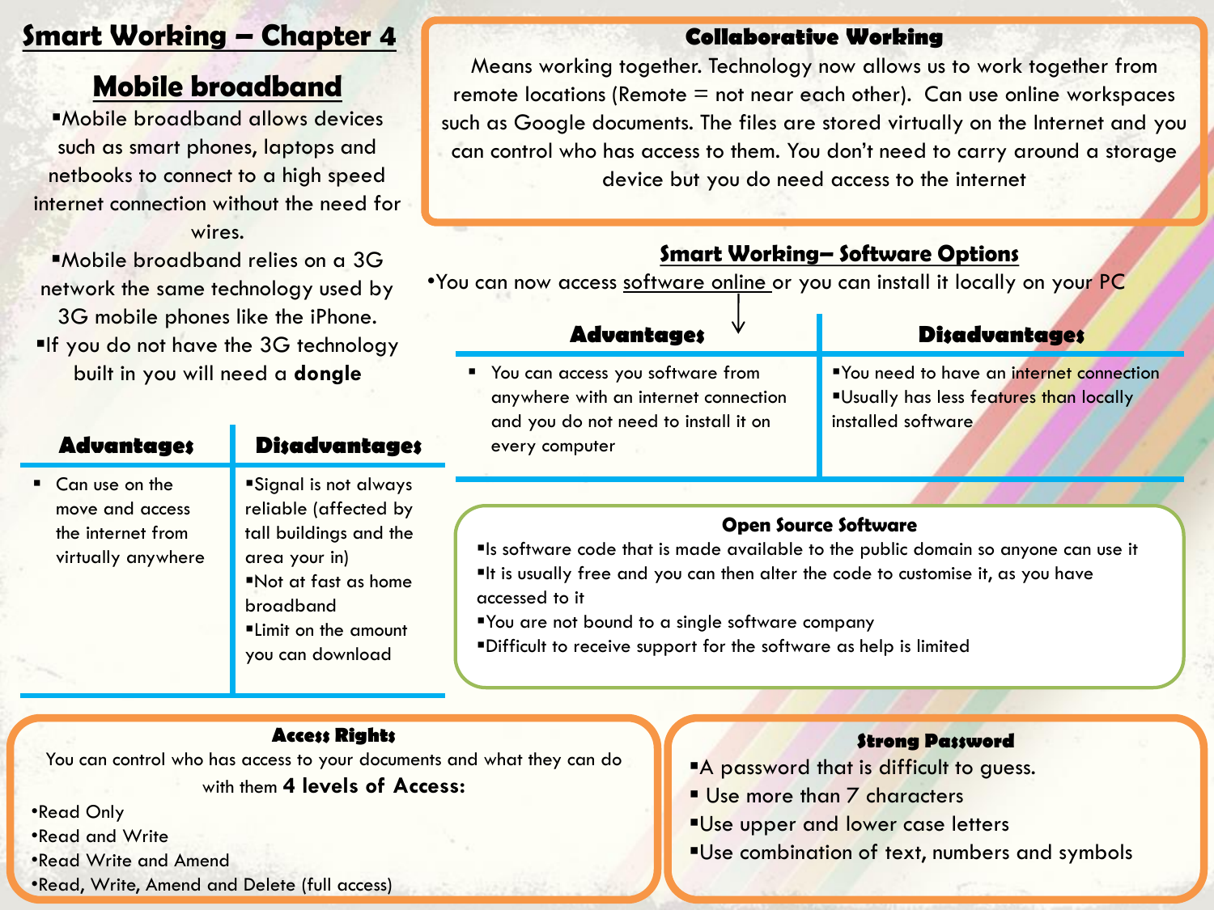# Smart Working – Chapter 4

## Mobile broadband

- Mobile broadband allows devices such as smart phones, laptops and netbooks to connect to a high speed internet connection without the need for wires.
- Mobile broadband relies on a 3G network the same technology used by 3G mobile phones like the iPhone.
- If you do not have the 3G technology built in you will need a **dongle**

| Advantages | Disadvantages |
|---|---|
| Can use on the move and access the internet from virtually anywhere | Signal is not always reliable (affected by tall buildings and the area your in)<br>Not at fast as home broadband<br>Limit on the amount you can download |

## Collaborative Working

Means working together. Technology now allows us to work together from remote locations (Remote = not near each other). Can use online workspaces such as Google documents. The files are stored virtually on the Internet and you can control who has access to them. You don't need to carry around a storage device but you do need access to the internet

## Smart Working– Software Options

- You can now access software online or you can install it locally on your PC

| Advantages | Disadvantages |
|---|---|
| You can access you software from anywhere with an internet connection and you do not need to install it on every computer | You need to have an internet connection<br>Usually has less features than locally installed software |

## Open Source Software

- Is software code that is made available to the public domain so anyone can use it
- It is usually free and you can then alter the code to customise it, as you have accessed to it
- You are not bound to a single software company
- Difficult to receive support for the software as help is limited

## Access Rights

You can control who has access to your documents and what they can do with them **4 levels of Access:**

- Read Only
- Read and Write
- Read Write and Amend
- Read, Write, Amend and Delete (full access)

## Strong Password

- A password that is difficult to guess.
- Use more than 7 characters
- Use upper and lower case letters
- Use combination of text, numbers and symbols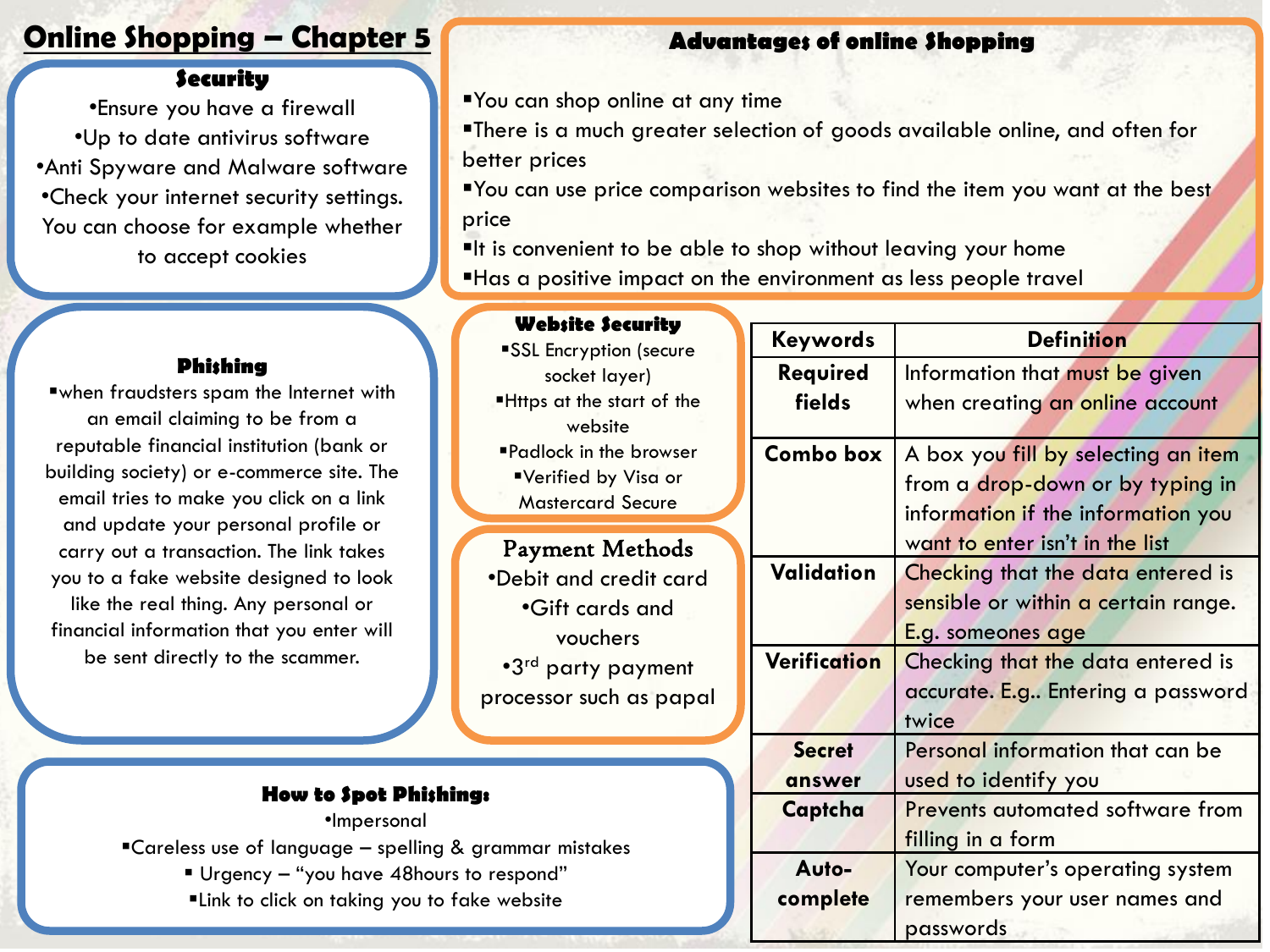# Online Shopping – Chapter 5

## Security

- Ensure you have a firewall
- Up to date antivirus software
- Anti Spyware and Malware software
- Check your internet security settings. You can choose for example whether to accept cookies

## Advantages of online Shopping

- You can shop online at any time
- There is a much greater selection of goods available online, and often for better prices
- You can use price comparison websites to find the item you want at the best price
- It is convenient to be able to shop without leaving your home
- Has a positive impact on the environment as less people travel

## Phishing

- when fraudsters spam the Internet with an email claiming to be from a reputable financial institution (bank or building society) or e-commerce site. The email tries to make you click on a link and update your personal profile or carry out a transaction. The link takes you to a fake website designed to look like the real thing. Any personal or financial information that you enter will be sent directly to the scammer.

## Website Security

- SSL Encryption (secure socket layer)
- Https at the start of the website
- Padlock in the browser
- Verified by Visa or Mastercard Secure

## Payment Methods

- Debit and credit card
- Gift cards and vouchers
- 3rd party payment processor such as papal

| Keywords | Definition |
| --- | --- |
| Required fields | Information that must be given when creating an online account |
| Combo box | A box you fill by selecting an item from a drop-down or by typing in information if the information you want to enter isn't in the list |
| Validation | Checking that the data entered is sensible or within a certain range. E.g. someones age |
| Verification | Checking that the data entered is accurate. E.g.. Entering a password twice |
| Secret answer | Personal information that can be used to identify you |
| Captcha | Prevents automated software from filling in a form |
| Auto-complete | Your computer's operating system remembers your user names and passwords |

## How to Spot Phishing:

- Impersonal
- Careless use of language – spelling & grammar mistakes
- Urgency – "you have 48hours to respond"
- Link to click on taking you to fake website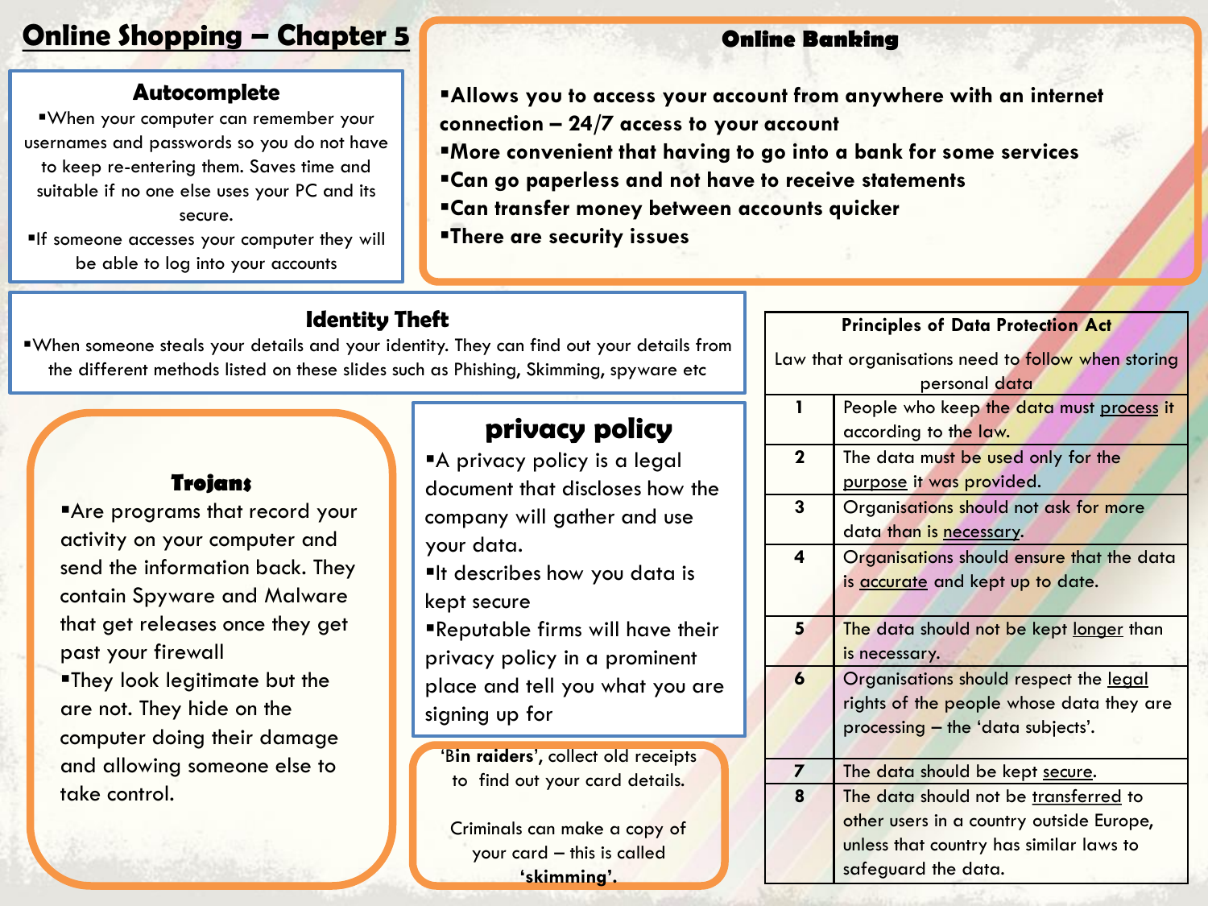# Online Shopping – Chapter 5

## Autocomplete

- When your computer can remember your usernames and passwords so you do not have to keep re-entering them. Saves time and suitable if no one else uses your PC and its secure.
- If someone accesses your computer they will be able to log into your accounts

## Online Banking

- Allows you to access your account from anywhere with an internet connection – 24/7 access to your account
- More convenient that having to go into a bank for some services
- Can go paperless and not have to receive statements
- Can transfer money between accounts quicker
- There are security issues

## Identity Theft

- When someone steals your details and your identity. They can find out your details from the different methods listed on these slides such as Phishing, Skimming, spyware etc

## Trojans

- Are programs that record your activity on your computer and send the information back. They contain Spyware and Malware that get releases once they get past your firewall
- They look legitimate but the are not. They hide on the computer doing their damage and allowing someone else to take control.

## privacy policy

- A privacy policy is a legal document that discloses how the company will gather and use your data.
- It describes how you data is kept secure
- Reputable firms will have their privacy policy in a prominent place and tell you what you are signing up for

'**Bin raiders**', collect old receipts to find out your card details.

Criminals can make a copy of your card – this is called **'skimming'.**

## Principles of Data Protection Act

Law that organisations need to follow when storing personal data

| | |
|---|---|
| 1 | People who keep the data must process it according to the law. |
| 2 | The data must be used only for the purpose it was provided. |
| 3 | Organisations should not ask for more data than is necessary. |
| 4 | Organisations should ensure that the data is accurate and kept up to date. |
| 5 | The data should not be kept longer than is necessary. |
| 6 | Organisations should respect the legal rights of the people whose data they are processing – the 'data subjects'. |
| 7 | The data should be kept secure. |
| 8 | The data should not be transferred to other users in a country outside Europe, unless that country has similar laws to safeguard the data. |